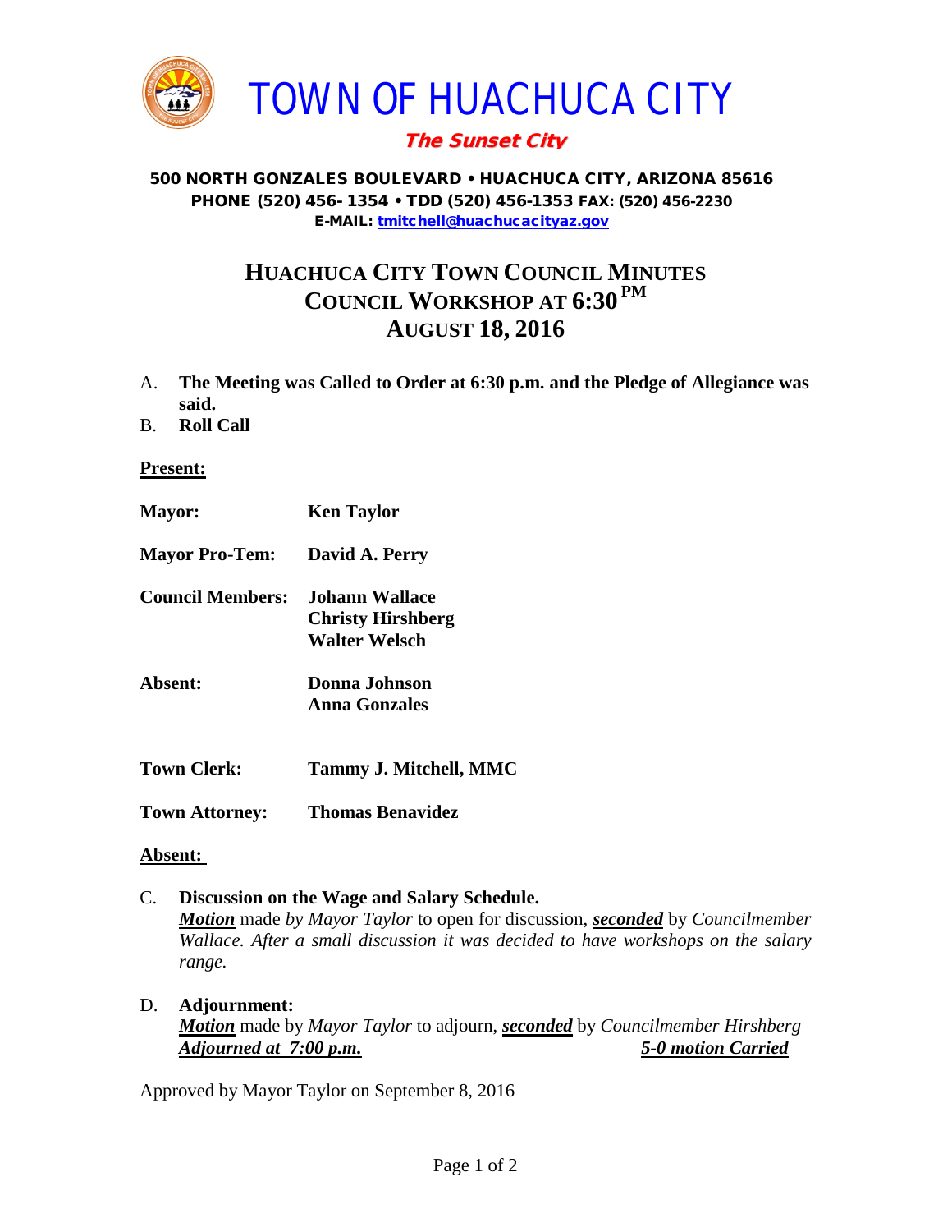# TOWN OF HUACHUCA CITY

***The Sunset City***

**500 NORTH GONZALES BOULEVARD • HUACHUCA CITY, ARIZONA 85616**
**PHONE (520) 456- 1354 • TDD (520) 456-1353 FAX: (520) 456-2230**
**E-MAIL: tmitchell@huachucacityaz.gov**

## HUACHUCA CITY TOWN COUNCIL MINUTES
## COUNCIL WORKSHOP AT 6:30 PM
## AUGUST 18, 2016

A. **The Meeting was Called to Order at 6:30 p.m. and the Pledge of Allegiance was said.**
B. **Roll Call**

**Present:**

**Mayor:** **Ken Taylor**

**Mayor Pro-Tem:** **David A. Perry**

**Council Members:** **Johann Wallace**
**Christy Hirshberg**
**Walter Welsch**

**Absent:** **Donna Johnson**
**Anna Gonzales**

**Town Clerk:** **Tammy J. Mitchell, MMC**

**Town Attorney:** **Thomas Benavidez**

**Absent:**

C. **Discussion on the Wage and Salary Schedule.**
***Motion*** made *by Mayor Taylor* to open for discussion, ***seconded*** by *Councilmember Wallace. After a small discussion it was decided to have workshops on the salary range.*

D. **Adjournment:**
***Motion*** made by *Mayor Taylor* to adjourn, ***seconded*** by *Councilmember Hirshberg*
***Adjourned at 7:00 p.m.*** ***5-0 motion Carried***

Approved by Mayor Taylor on September 8, 2016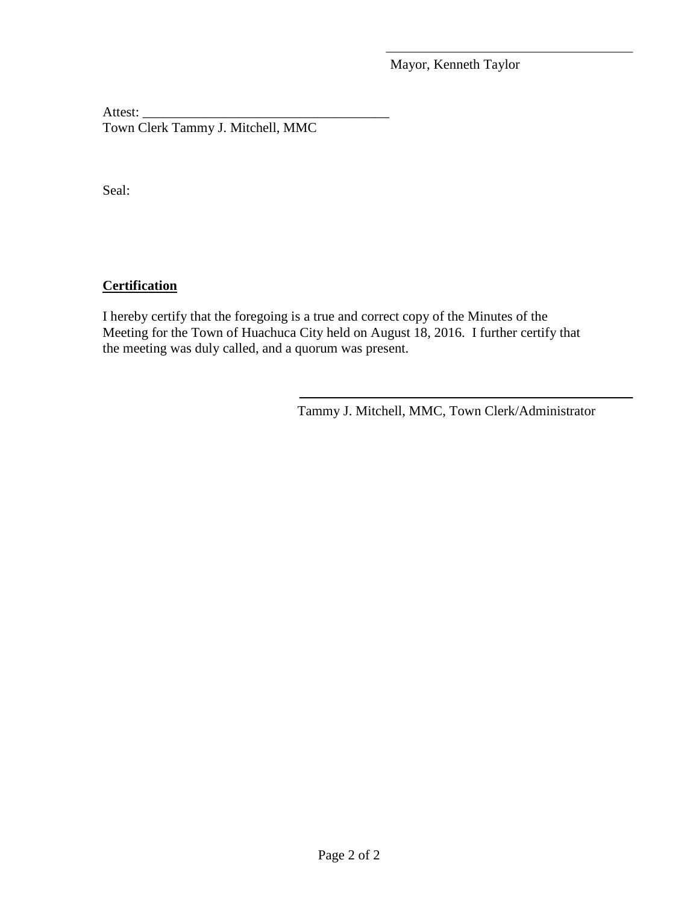\_\_\_\_\_\_\_\_\_\_\_\_\_\_\_\_\_\_\_\_\_\_\_\_\_\_\_\_\_\_\_\_\_\_\_\_

Mayor, Kenneth Taylor

Attest: \_\_\_\_\_\_\_\_\_\_\_\_\_\_\_\_\_\_\_\_\_\_\_\_\_\_\_\_\_\_\_\_\_\_\_\_

Town Clerk Tammy J. Mitchell, MMC

Seal:

**Certification**

I hereby certify that the foregoing is a true and correct copy of the Minutes of the Meeting for the Town of Huachuca City held on August 18, 2016. I further certify that the meeting was duly called, and a quorum was present.

\_\_\_\_\_\_\_\_\_\_\_\_\_\_\_\_\_\_\_\_\_\_\_\_\_\_\_\_\_\_\_\_\_\_\_\_\_\_\_\_\_\_\_\_

Tammy J. Mitchell, MMC, Town Clerk/Administrator